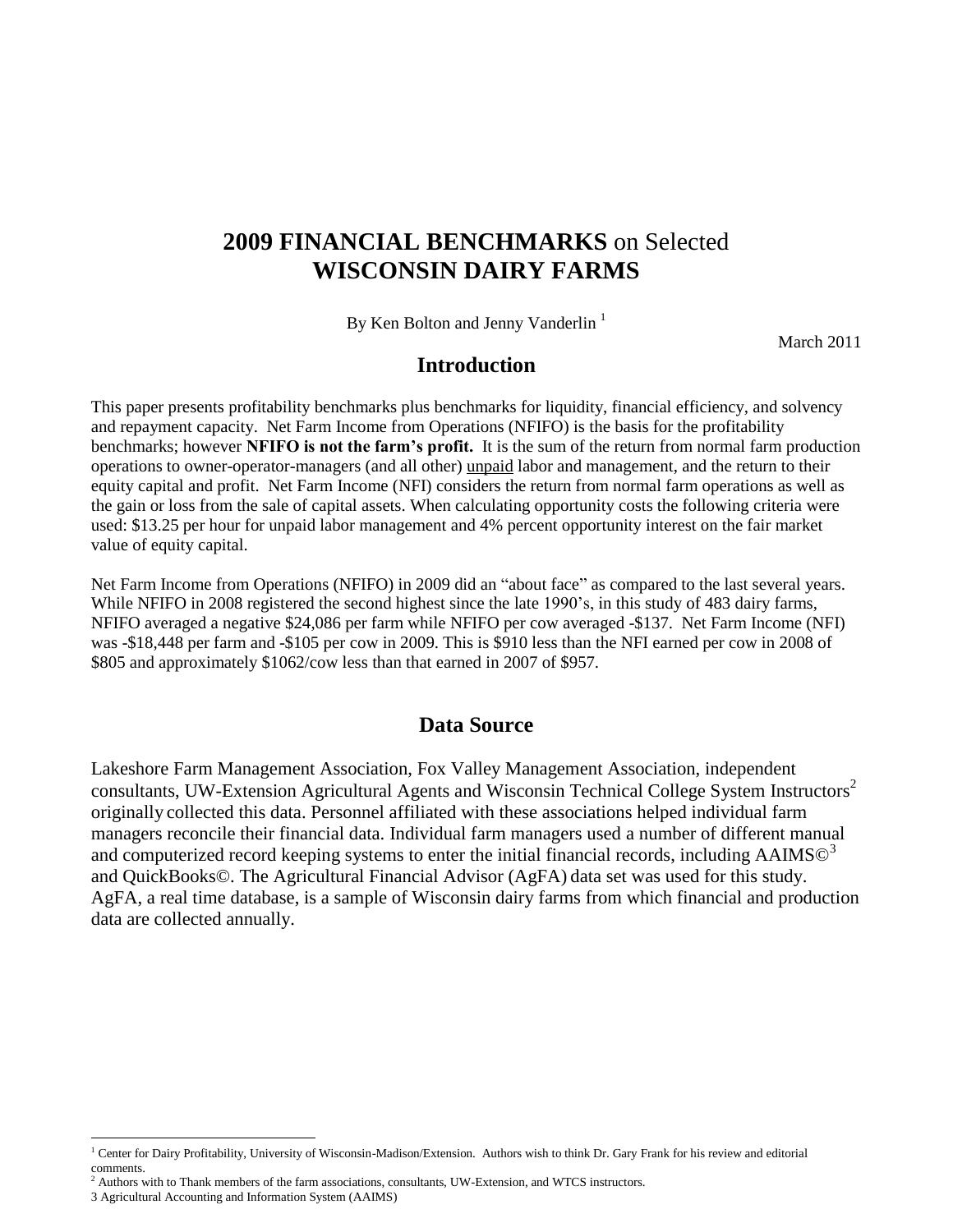# **2009 FINANCIAL BENCHMARKS** on Selected **WISCONSIN DAIRY FARMS**

By Ken Bolton and Jenny Vanderlin [1]

March 2011

## Introduction

This paper presents profitability benchmarks plus benchmarks for liquidity, financial efficiency, and solvency and repayment capacity. Net Farm Income from Operations (NFIFO) is the basis for the profitability benchmarks; however **NFIFO is not the farm's profit.** It is the sum of the return from normal farm production operations to owner-operator-managers (and all other) unpaid labor and management, and the return to their equity capital and profit. Net Farm Income (NFI) considers the return from normal farm operations as well as the gain or loss from the sale of capital assets. When calculating opportunity costs the following criteria were used: $13.25 per hour for unpaid labor management and 4% percent opportunity interest on the fair market value of equity capital.

Net Farm Income from Operations (NFIFO) in 2009 did an "about face" as compared to the last several years. While NFIFO in 2008 registered the second highest since the late 1990's, in this study of 483 dairy farms, NFIFO averaged a negative $24,086 per farm while NFIFO per cow averaged -$137. Net Farm Income (NFI) was -$18,448 per farm and -$105 per cow in 2009. This is $910 less than the NFI earned per cow in 2008 of $805 and approximately $1062/cow less than that earned in 2007 of $957.

## Data Source

Lakeshore Farm Management Association, Fox Valley Management Association, independent consultants, UW-Extension Agricultural Agents and Wisconsin Technical College System Instructors[2] originally collected this data. Personnel affiliated with these associations helped individual farm managers reconcile their financial data. Individual farm managers used a number of different manual and computerized record keeping systems to enter the initial financial records, including AAIMS©[3] and QuickBooks©. The Agricultural Financial Advisor (AgFA) data set was used for this study. AgFA, a real time database, is a sample of Wisconsin dairy farms from which financial and production data are collected annually.

---

[1] Center for Dairy Profitability, University of Wisconsin-Madison/Extension. Authors wish to think Dr. Gary Frank for his review and editorial comments.

[2] Authors with to Thank members of the farm associations, consultants, UW-Extension, and WTCS instructors.

3 Agricultural Accounting and Information System (AAIMS)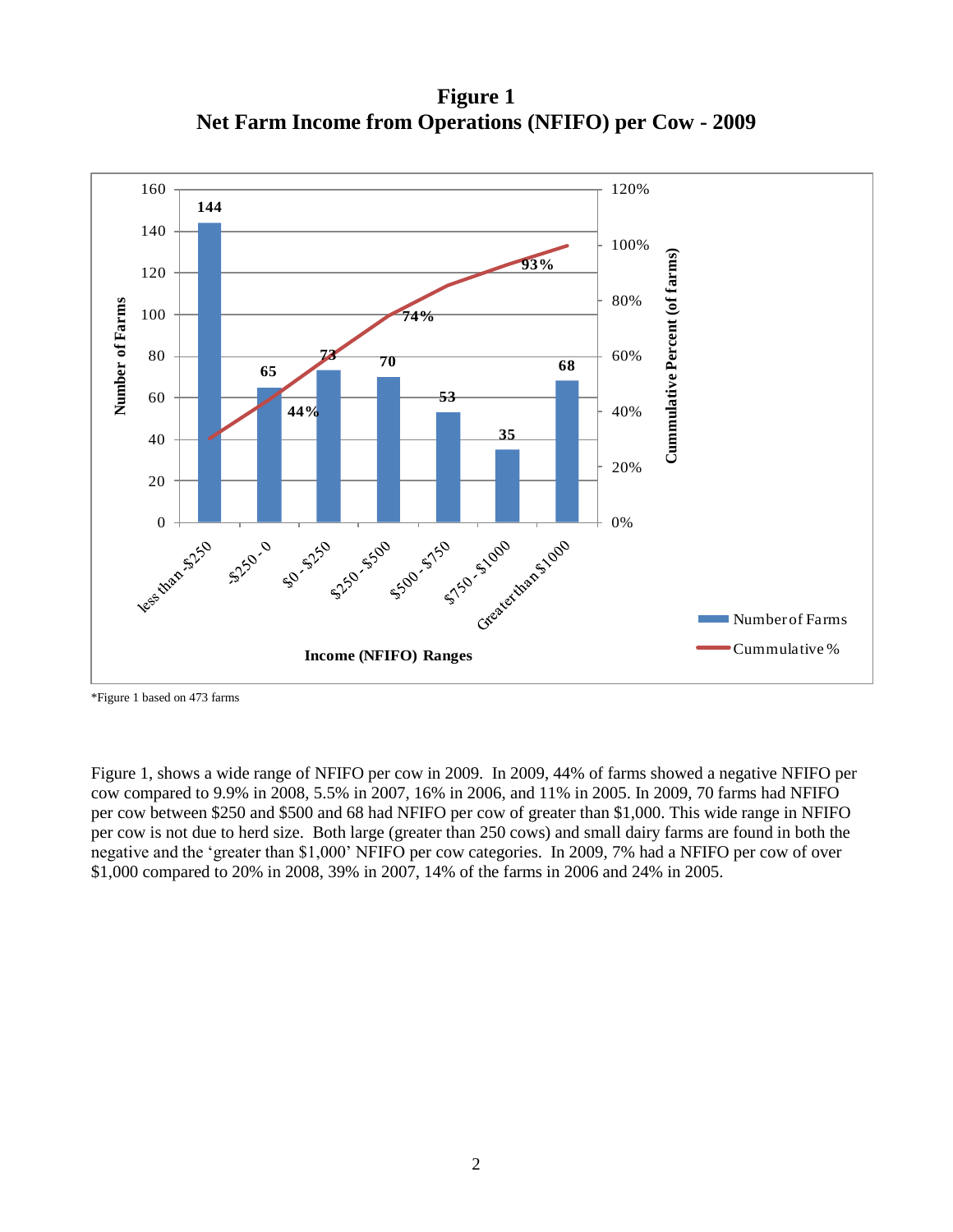**Figure 1**
**Net Farm Income from Operations (NFIFO) per Cow - 2009**

| Income (NFIFO) Ranges | Number of Farms |
|---|---|
| less than -$250 | 144 |
| -$250 - 0 | 65 |
| $0 - $250 | 73 |
| $250 - $500 | 70 |
| $500 - $750 | 53 |
| $750 - $1000 | 35 |
| Greater than $1000 | 68 |

Cumulative % labels shown on chart: 44%, 74%, 93%

*Figure 1 based on 473 farms

Figure 1, shows a wide range of NFIFO per cow in 2009. In 2009, 44% of farms showed a negative NFIFO per cow compared to 9.9% in 2008, 5.5% in 2007, 16% in 2006, and 11% in 2005. In 2009, 70 farms had NFIFO per cow between $250 and $500 and 68 had NFIFO per cow of greater than $1,000. This wide range in NFIFO per cow is not due to herd size. Both large (greater than 250 cows) and small dairy farms are found in both the negative and the 'greater than $1,000' NFIFO per cow categories. In 2009, 7% had a NFIFO per cow of over $1,000 compared to 20% in 2008, 39% in 2007, 14% of the farms in 2006 and 24% in 2005.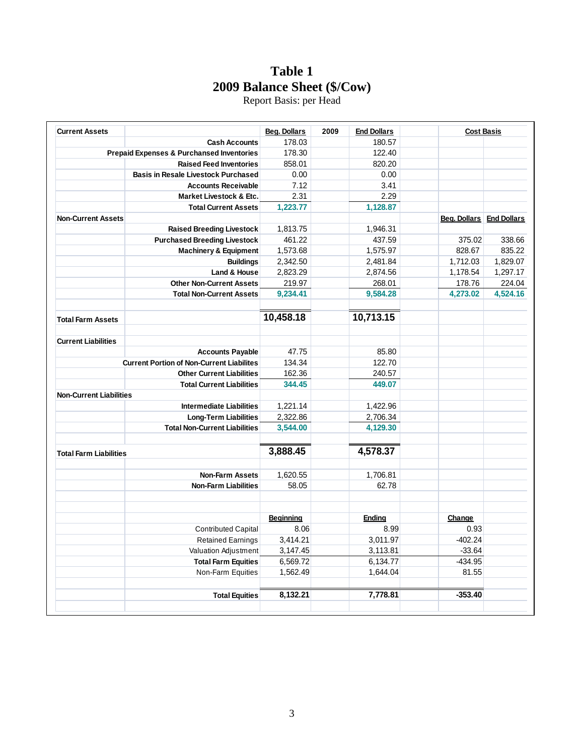# Table 1
## 2009 Balance Sheet ($/Cow)

Report Basis: per Head

| Current Assets | | Beg. Dollars | 2009 | End Dollars | | Cost Basis | |
|---|---|---|---|---|---|---|---|
| | Cash Accounts | 178.03 | | 180.57 | | | |
| | Prepaid Expenses & Purchased Inventories | 178.30 | | 122.40 | | | |
| | Raised Feed Inventories | 858.01 | | 820.20 | | | |
| | Basis in Resale Livestock Purchased | 0.00 | | 0.00 | | | |
| | Accounts Receivable | 7.12 | | 3.41 | | | |
| | Market Livestock & Etc. | 2.31 | | 2.29 | | | |
| | Total Current Assets | 1,223.77 | | 1,128.87 | | | |
| Non-Current Assets | | | | | | Beg. Dollars | End Dollars |
| | Raised Breeding Livestock | 1,813.75 | | 1,946.31 | | | |
| | Purchased Breeding Livestock | 461.22 | | 437.59 | | 375.02 | 338.66 |
| | Machinery & Equipment | 1,573.68 | | 1,575.97 | | 828.67 | 835.22 |
| | Buildings | 2,342.50 | | 2,481.84 | | 1,712.03 | 1,829.07 |
| | Land & House | 2,823.29 | | 2,874.56 | | 1,178.54 | 1,297.17 |
| | Other Non-Current Assets | 219.97 | | 268.01 | | 178.76 | 224.04 |
| | Total Non-Current Assets | 9,234.41 | | 9,584.28 | | 4,273.02 | 4,524.16 |
| Total Farm Assets | | 10,458.18 | | 10,713.15 | | | |
| Current Liabilities | | | | | | | |
| | Accounts Payable | 47.75 | | 85.80 | | | |
| | Current Portion of Non-Current Liabilites | 134.34 | | 122.70 | | | |
| | Other Current Liabilities | 162.36 | | 240.57 | | | |
| | Total Current Liabilities | 344.45 | | 449.07 | | | |
| Non-Current Liabilities | | | | | | | |
| | Intermediate Liabilities | 1,221.14 | | 1,422.96 | | | |
| | Long-Term Liabilities | 2,322.86 | | 2,706.34 | | | |
| | Total Non-Current Liabilities | 3,544.00 | | 4,129.30 | | | |
| Total Farm Liabilities | | 3,888.45 | | 4,578.37 | | | |
| | Non-Farm Assets | 1,620.55 | | 1,706.81 | | | |
| | Non-Farm Liabilities | 58.05 | | 62.78 | | | |
| | | Beginning | | Ending | | Change | |
| | Contributed Capital | 8.06 | | 8.99 | | 0.93 | |
| | Retained Earnings | 3,414.21 | | 3,011.97 | | -402.24 | |
| | Valuation Adjustment | 3,147.45 | | 3,113.81 | | -33.64 | |
| | Total Farm Equities | 6,569.72 | | 6,134.77 | | -434.95 | |
| | Non-Farm Equities | 1,562.49 | | 1,644.04 | | 81.55 | |
| | Total Equities | 8,132.21 | | 7,778.81 | | -353.40 | |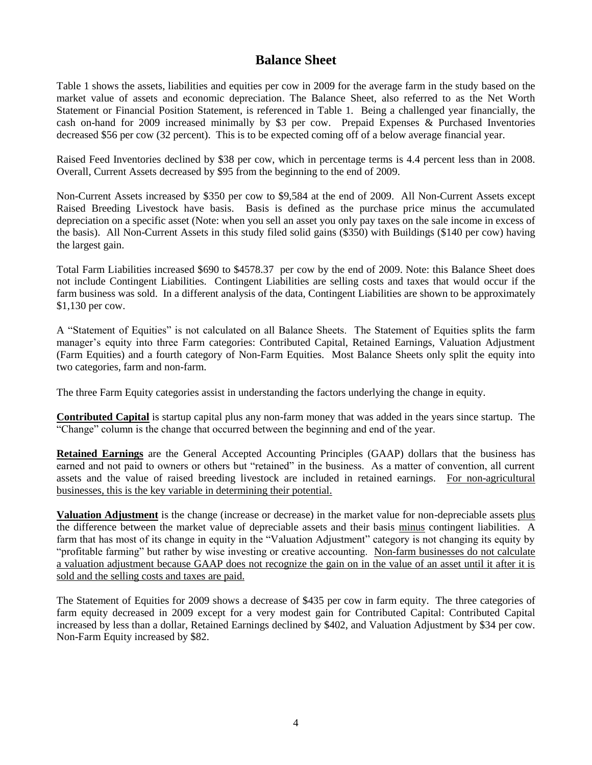## Balance Sheet

Table 1 shows the assets, liabilities and equities per cow in 2009 for the average farm in the study based on the market value of assets and economic depreciation. The Balance Sheet, also referred to as the Net Worth Statement or Financial Position Statement, is referenced in Table 1. Being a challenged year financially, the cash on-hand for 2009 increased minimally by $3 per cow. Prepaid Expenses & Purchased Inventories decreased $56 per cow (32 percent). This is to be expected coming off of a below average financial year.

Raised Feed Inventories declined by $38 per cow, which in percentage terms is 4.4 percent less than in 2008. Overall, Current Assets decreased by $95 from the beginning to the end of 2009.

Non-Current Assets increased by $350 per cow to $9,584 at the end of 2009. All Non-Current Assets except Raised Breeding Livestock have basis. Basis is defined as the purchase price minus the accumulated depreciation on a specific asset (Note: when you sell an asset you only pay taxes on the sale income in excess of the basis). All Non-Current Assets in this study filed solid gains ($350) with Buildings ($140 per cow) having the largest gain.

Total Farm Liabilities increased $690 to $4578.37 per cow by the end of 2009. Note: this Balance Sheet does not include Contingent Liabilities. Contingent Liabilities are selling costs and taxes that would occur if the farm business was sold. In a different analysis of the data, Contingent Liabilities are shown to be approximately $1,130 per cow.

A "Statement of Equities" is not calculated on all Balance Sheets. The Statement of Equities splits the farm manager's equity into three Farm categories: Contributed Capital, Retained Earnings, Valuation Adjustment (Farm Equities) and a fourth category of Non-Farm Equities. Most Balance Sheets only split the equity into two categories, farm and non-farm.

The three Farm Equity categories assist in understanding the factors underlying the change in equity.

**Contributed Capital** is startup capital plus any non-farm money that was added in the years since startup. The "Change" column is the change that occurred between the beginning and end of the year.

**Retained Earnings** are the General Accepted Accounting Principles (GAAP) dollars that the business has earned and not paid to owners or others but "retained" in the business. As a matter of convention, all current assets and the value of raised breeding livestock are included in retained earnings. For non-agricultural businesses, this is the key variable in determining their potential.

**Valuation Adjustment** is the change (increase or decrease) in the market value for non-depreciable assets plus the difference between the market value of depreciable assets and their basis minus contingent liabilities. A farm that has most of its change in equity in the "Valuation Adjustment" category is not changing its equity by "profitable farming" but rather by wise investing or creative accounting. Non-farm businesses do not calculate a valuation adjustment because GAAP does not recognize the gain on in the value of an asset until it after it is sold and the selling costs and taxes are paid.

The Statement of Equities for 2009 shows a decrease of $435 per cow in farm equity. The three categories of farm equity decreased in 2009 except for a very modest gain for Contributed Capital: Contributed Capital increased by less than a dollar, Retained Earnings declined by $402, and Valuation Adjustment by $34 per cow. Non-Farm Equity increased by $82.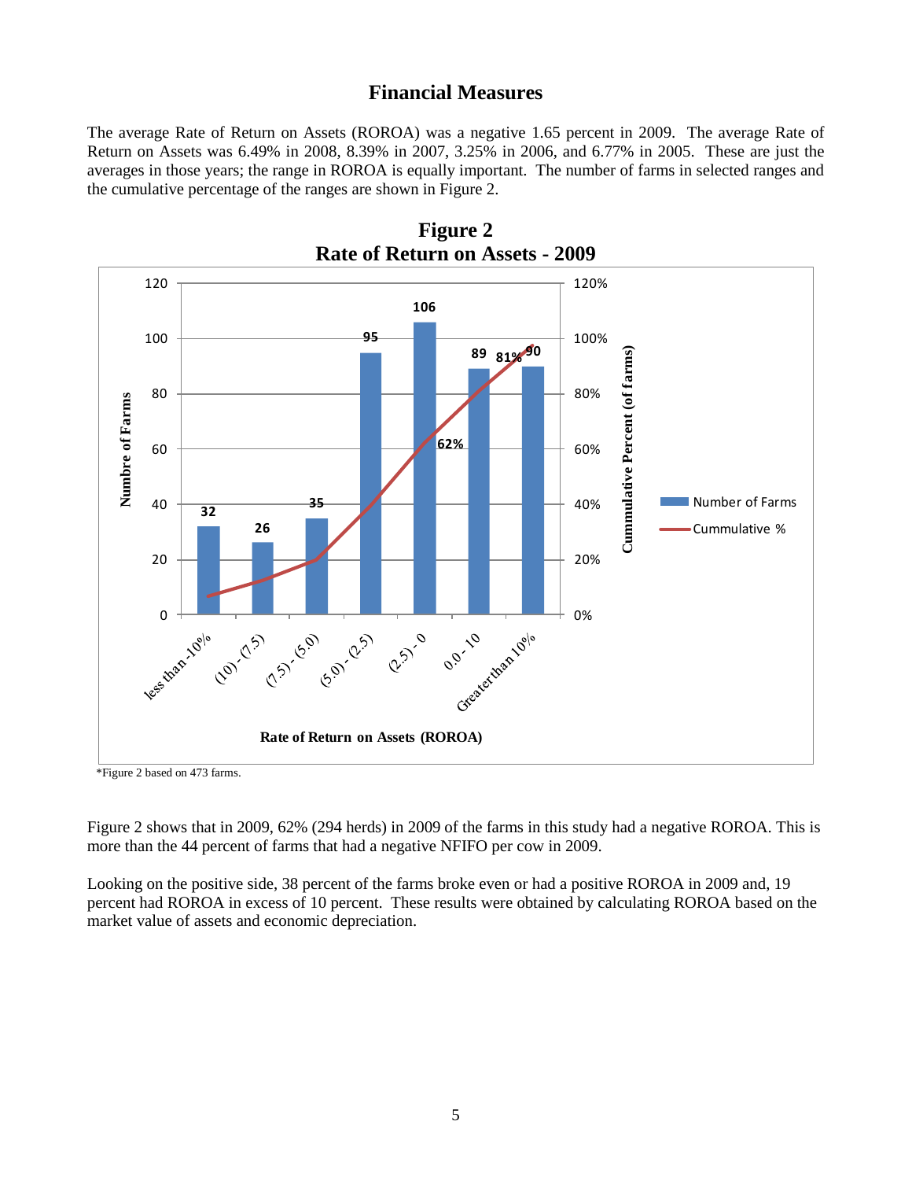## Financial Measures

The average Rate of Return on Assets (ROROA) was a negative 1.65 percent in 2009. The average Rate of Return on Assets was 6.49% in 2008, 8.39% in 2007, 3.25% in 2006, and 6.77% in 2005. These are just the averages in those years; the range in ROROA is equally important. The number of farms in selected ranges and the cumulative percentage of the ranges are shown in Figure 2.

**Figure 2**
**Rate of Return on Assets - 2009**

| Rate of Return on Assets (ROROA) | Number of Farms |
|---|---|
| less than -10% | 32 |
| (10) - (7.5) | 26 |
| (7.5) - (5.0) | 35 |
| (5.0) - (2.5) | 95 |
| (2.5) - 0 | 106 |
| 0.0 - 10 | 89 |
| Greater than 10% | 90 |

*Figure 2 based on 473 farms.

Figure 2 shows that in 2009, 62% (294 herds) in 2009 of the farms in this study had a negative ROROA. This is more than the 44 percent of farms that had a negative NFIFO per cow in 2009.

Looking on the positive side, 38 percent of the farms broke even or had a positive ROROA in 2009 and, 19 percent had ROROA in excess of 10 percent. These results were obtained by calculating ROROA based on the market value of assets and economic depreciation.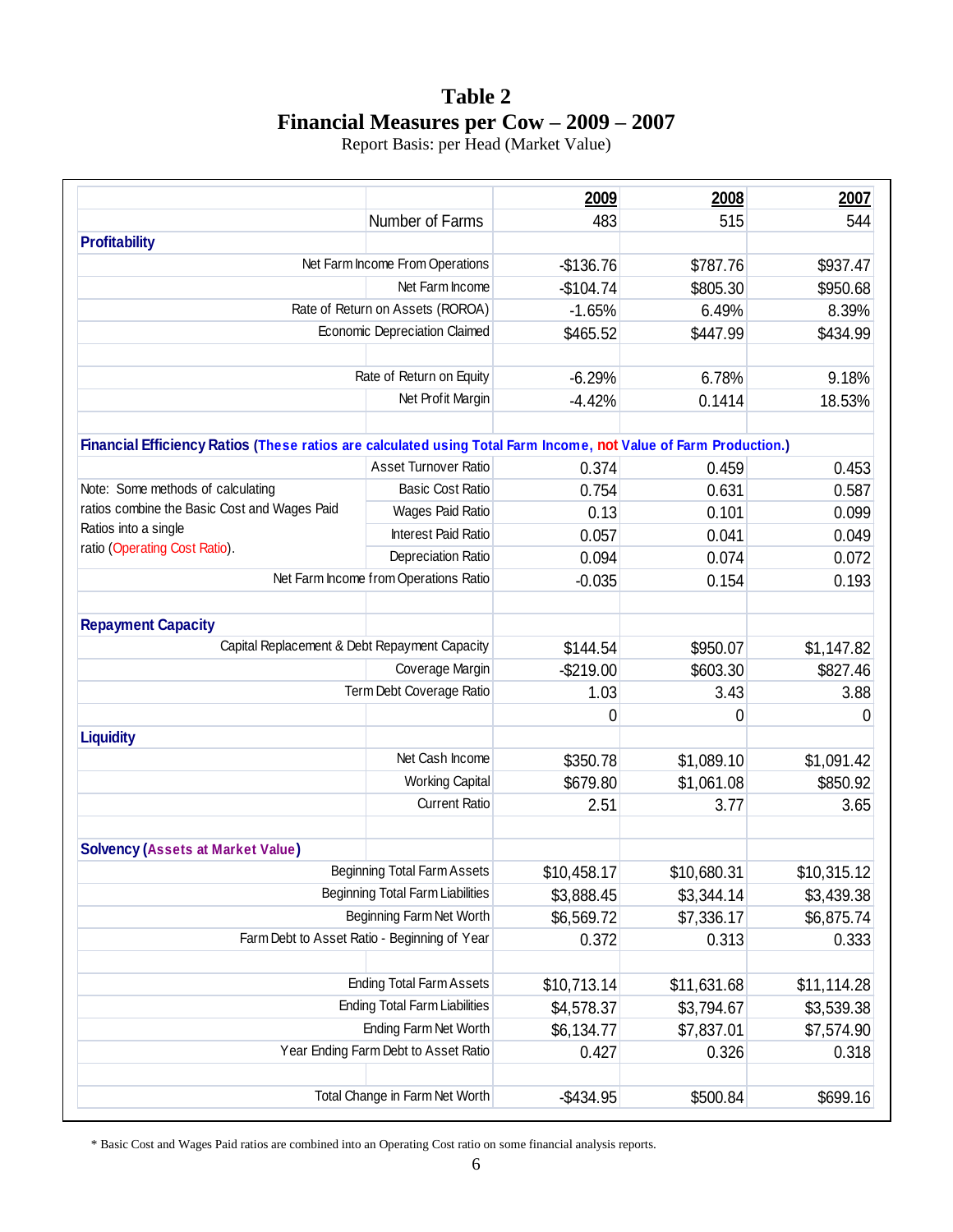# Table 2
## Financial Measures per Cow – 2009 – 2007

Report Basis: per Head (Market Value)

| | | 2009 | 2008 | 2007 |
|---|---|---|---|---|
| | Number of Farms | 483 | 515 | 544 |
| **Profitability** | | | | |
| | Net Farm Income From Operations | -$136.76 | $787.76 | $937.47 |
| | Net Farm Income | -$104.74 | $805.30 | $950.68 |
| | Rate of Return on Assets (ROROA) | -1.65% | 6.49% | 8.39% |
| | Economic Depreciation Claimed | $465.52 | $447.99 | $434.99 |
| | | | | |
| | Rate of Return on Equity | -6.29% | 6.78% | 9.18% |
| | Net Profit Margin | -4.42% | 0.1414 | 18.53% |
| | | | | |
| **Financial Efficiency Ratios (These ratios are calculated using Total Farm Income, not Value of Farm Production.)** | | | | |
| | Asset Turnover Ratio | 0.374 | 0.459 | 0.453 |
| Note: Some methods of calculating ratios combine the Basic Cost and Wages Paid Ratios into a single ratio (Operating Cost Ratio). | Basic Cost Ratio | 0.754 | 0.631 | 0.587 |
| | Wages Paid Ratio | 0.13 | 0.101 | 0.099 |
| | Interest Paid Ratio | 0.057 | 0.041 | 0.049 |
| | Depreciation Ratio | 0.094 | 0.074 | 0.072 |
| | Net Farm Income from Operations Ratio | -0.035 | 0.154 | 0.193 |
| | | | | |
| **Repayment Capacity** | | | | |
| | Capital Replacement & Debt Repayment Capacity | $144.54 | $950.07 | $1,147.82 |
| | Coverage Margin | -$219.00 | $603.30 | $827.46 |
| | Term Debt Coverage Ratio | 1.03 | 3.43 | 3.88 |
| | | 0 | 0 | 0 |
| **Liquidity** | | | | |
| | Net Cash Income | $350.78 | $1,089.10 | $1,091.42 |
| | Working Capital | $679.80 | $1,061.08 | $850.92 |
| | Current Ratio | 2.51 | 3.77 | 3.65 |
| | | | | |
| **Solvency (Assets at Market Value)** | | | | |
| | Beginning Total Farm Assets | $10,458.17 | $10,680.31 | $10,315.12 |
| | Beginning Total Farm Liabilities | $3,888.45 | $3,344.14 | $3,439.38 |
| | Beginning Farm Net Worth | $6,569.72 | $7,336.17 | $6,875.74 |
| | Farm Debt to Asset Ratio - Beginning of Year | 0.372 | 0.313 | 0.333 |
| | | | | |
| | Ending Total Farm Assets | $10,713.14 | $11,631.68 | $11,114.28 |
| | Ending Total Farm Liabilities | $4,578.37 | $3,794.67 | $3,539.38 |
| | Ending Farm Net Worth | $6,134.77 | $7,837.01 | $7,574.90 |
| | Year Ending Farm Debt to Asset Ratio | 0.427 | 0.326 | 0.318 |
| | | | | |
| | Total Change in Farm Net Worth | -$434.95 | $500.84 | $699.16 |

* Basic Cost and Wages Paid ratios are combined into an Operating Cost ratio on some financial analysis reports.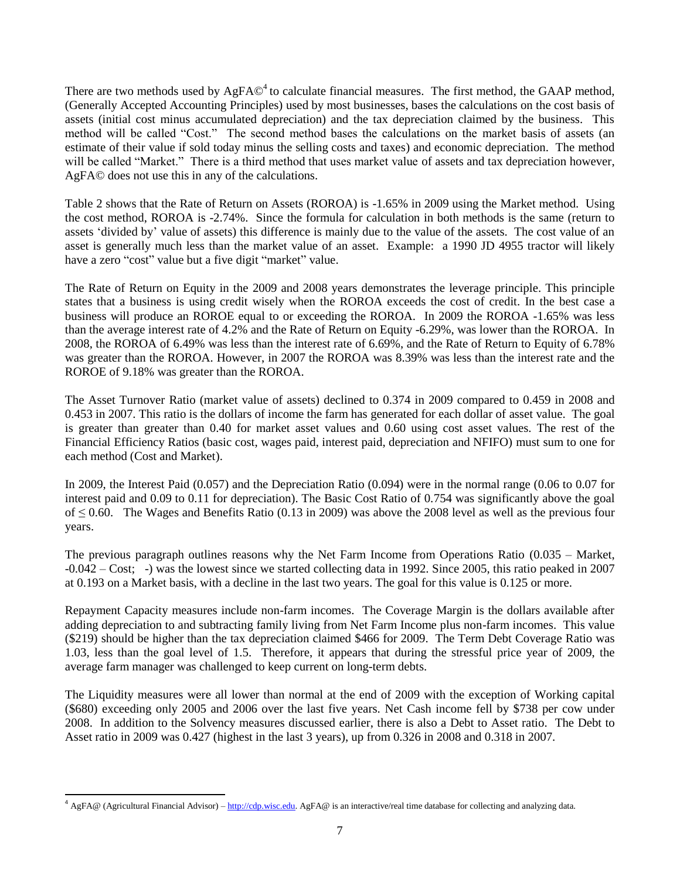There are two methods used by AgFA©[4] to calculate financial measures. The first method, the GAAP method, (Generally Accepted Accounting Principles) used by most businesses, bases the calculations on the cost basis of assets (initial cost minus accumulated depreciation) and the tax depreciation claimed by the business. This method will be called "Cost." The second method bases the calculations on the market basis of assets (an estimate of their value if sold today minus the selling costs and taxes) and economic depreciation. The method will be called "Market." There is a third method that uses market value of assets and tax depreciation however, AgFA© does not use this in any of the calculations.

Table 2 shows that the Rate of Return on Assets (ROROA) is -1.65% in 2009 using the Market method. Using the cost method, ROROA is -2.74%. Since the formula for calculation in both methods is the same (return to assets 'divided by' value of assets) this difference is mainly due to the value of the assets. The cost value of an asset is generally much less than the market value of an asset. Example: a 1990 JD 4955 tractor will likely have a zero "cost" value but a five digit "market" value.

The Rate of Return on Equity in the 2009 and 2008 years demonstrates the leverage principle. This principle states that a business is using credit wisely when the ROROA exceeds the cost of credit. In the best case a business will produce an ROROE equal to or exceeding the ROROA. In 2009 the ROROA -1.65% was less than the average interest rate of 4.2% and the Rate of Return on Equity -6.29%, was lower than the ROROA. In 2008, the ROROA of 6.49% was less than the interest rate of 6.69%, and the Rate of Return to Equity of 6.78% was greater than the ROROA. However, in 2007 the ROROA was 8.39% was less than the interest rate and the ROROE of 9.18% was greater than the ROROA.

The Asset Turnover Ratio (market value of assets) declined to 0.374 in 2009 compared to 0.459 in 2008 and 0.453 in 2007. This ratio is the dollars of income the farm has generated for each dollar of asset value. The goal is greater than greater than 0.40 for market asset values and 0.60 using cost asset values. The rest of the Financial Efficiency Ratios (basic cost, wages paid, interest paid, depreciation and NFIFO) must sum to one for each method (Cost and Market).

In 2009, the Interest Paid (0.057) and the Depreciation Ratio (0.094) were in the normal range (0.06 to 0.07 for interest paid and 0.09 to 0.11 for depreciation). The Basic Cost Ratio of 0.754 was significantly above the goal of ≤ 0.60. The Wages and Benefits Ratio (0.13 in 2009) was above the 2008 level as well as the previous four years.

The previous paragraph outlines reasons why the Net Farm Income from Operations Ratio (0.035 – Market, -0.042 – Cost; -) was the lowest since we started collecting data in 1992. Since 2005, this ratio peaked in 2007 at 0.193 on a Market basis, with a decline in the last two years. The goal for this value is 0.125 or more.

Repayment Capacity measures include non-farm incomes. The Coverage Margin is the dollars available after adding depreciation to and subtracting family living from Net Farm Income plus non-farm incomes. This value ($219) should be higher than the tax depreciation claimed $466 for 2009. The Term Debt Coverage Ratio was 1.03, less than the goal level of 1.5. Therefore, it appears that during the stressful price year of 2009, the average farm manager was challenged to keep current on long-term debts.

The Liquidity measures were all lower than normal at the end of 2009 with the exception of Working capital ($680) exceeding only 2005 and 2006 over the last five years. Net Cash income fell by $738 per cow under 2008. In addition to the Solvency measures discussed earlier, there is also a Debt to Asset ratio. The Debt to Asset ratio in 2009 was 0.427 (highest in the last 3 years), up from 0.326 in 2008 and 0.318 in 2007.

[4] AgFA@ (Agricultural Financial Advisor) – http://cdp.wisc.edu. AgFA@ is an interactive/real time database for collecting and analyzing data.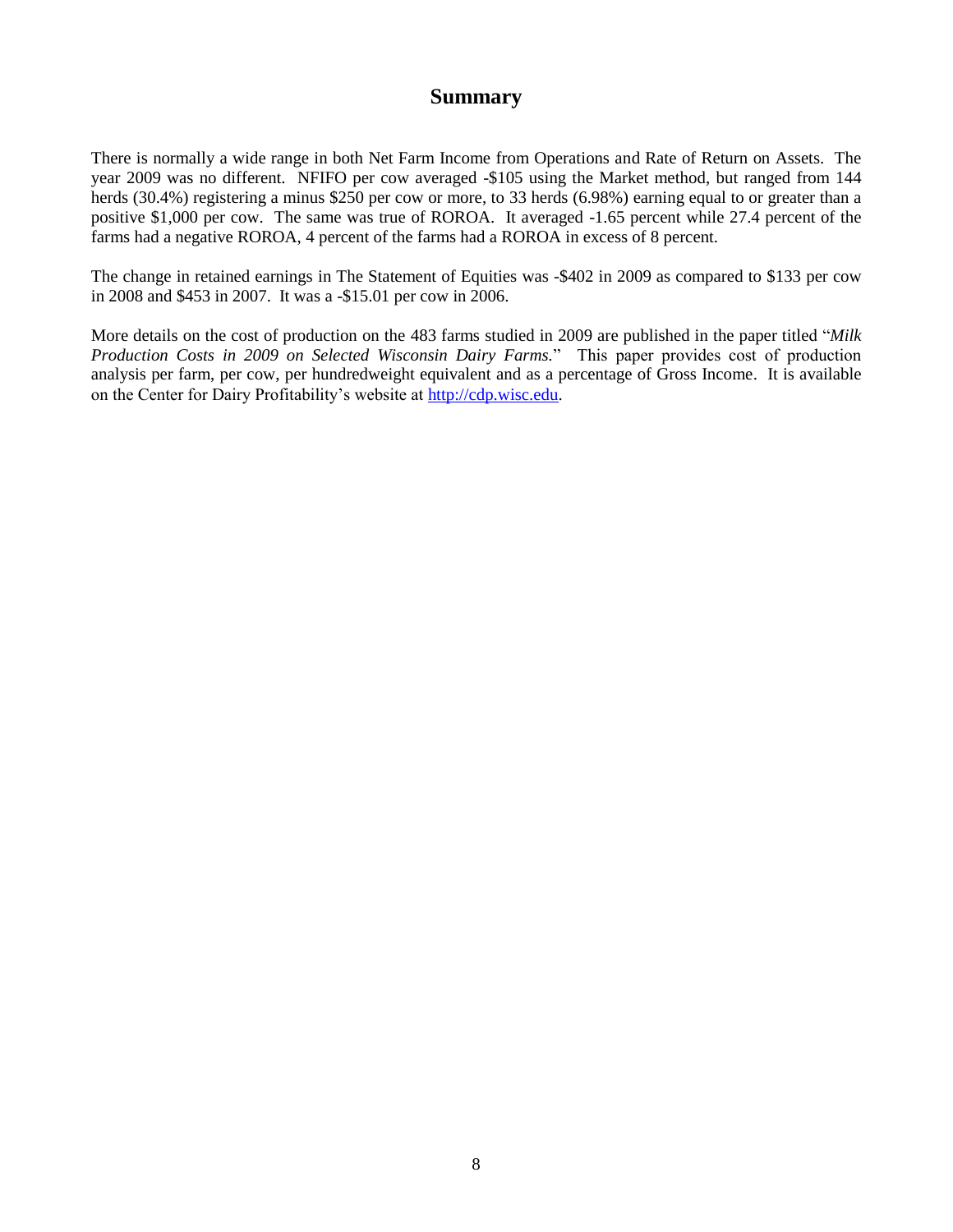## Summary

There is normally a wide range in both Net Farm Income from Operations and Rate of Return on Assets. The year 2009 was no different. NFIFO per cow averaged -$105 using the Market method, but ranged from 144 herds (30.4%) registering a minus $250 per cow or more, to 33 herds (6.98%) earning equal to or greater than a positive $1,000 per cow. The same was true of ROROA. It averaged -1.65 percent while 27.4 percent of the farms had a negative ROROA, 4 percent of the farms had a ROROA in excess of 8 percent.

The change in retained earnings in The Statement of Equities was -$402 in 2009 as compared to $133 per cow in 2008 and $453 in 2007. It was a -$15.01 per cow in 2006.

More details on the cost of production on the 483 farms studied in 2009 are published in the paper titled "*Milk Production Costs in 2009 on Selected Wisconsin Dairy Farms.*" This paper provides cost of production analysis per farm, per cow, per hundredweight equivalent and as a percentage of Gross Income. It is available on the Center for Dairy Profitability's website at [http://cdp.wisc.edu](http://cdp.wisc.edu).